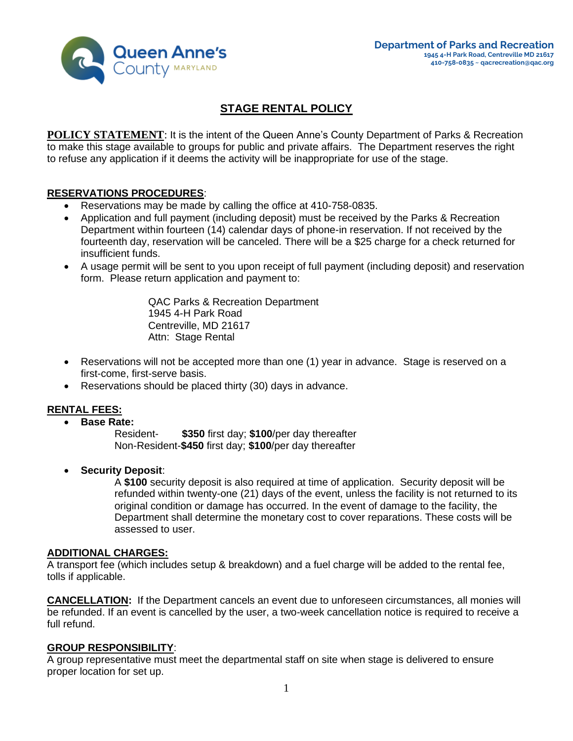Queen Anne's County MARYLAND

**Department of Parks and Recreation**
1945 4-H Park Road, Centreville MD 21617
410-758-0835 ~ qacrecreation@qac.org

# STAGE RENTAL POLICY

**POLICY STATEMENT**: It is the intent of the Queen Anne's County Department of Parks & Recreation to make this stage available to groups for public and private affairs. The Department reserves the right to refuse any application if it deems the activity will be inappropriate for use of the stage.

## RESERVATIONS PROCEDURES:

- Reservations may be made by calling the office at 410-758-0835.
- Application and full payment (including deposit) must be received by the Parks & Recreation Department within fourteen (14) calendar days of phone-in reservation. If not received by the fourteenth day, reservation will be canceled. There will be a $25 charge for a check returned for insufficient funds.
- A usage permit will be sent to you upon receipt of full payment (including deposit) and reservation form. Please return application and payment to:

  QAC Parks & Recreation Department
  1945 4-H Park Road
  Centreville, MD 21617
  Attn: Stage Rental

- Reservations will not be accepted more than one (1) year in advance. Stage is reserved on a first-come, first-serve basis.
- Reservations should be placed thirty (30) days in advance.

## RENTAL FEES:

- **Base Rate:**
  Resident- **$350** first day; **$100**/per day thereafter
  Non-Resident-**$450** first day; **$100**/per day thereafter

- **Security Deposit**:
  A **$100** security deposit is also required at time of application. Security deposit will be refunded within twenty-one (21) days of the event, unless the facility is not returned to its original condition or damage has occurred. In the event of damage to the facility, the Department shall determine the monetary cost to cover reparations. These costs will be assessed to user.

## ADDITIONAL CHARGES:

A transport fee (which includes setup & breakdown) and a fuel charge will be added to the rental fee, tolls if applicable.

**CANCELLATION:** If the Department cancels an event due to unforeseen circumstances, all monies will be refunded. If an event is cancelled by the user, a two-week cancellation notice is required to receive a full refund.

## GROUP RESPONSIBILITY:

A group representative must meet the departmental staff on site when stage is delivered to ensure proper location for set up.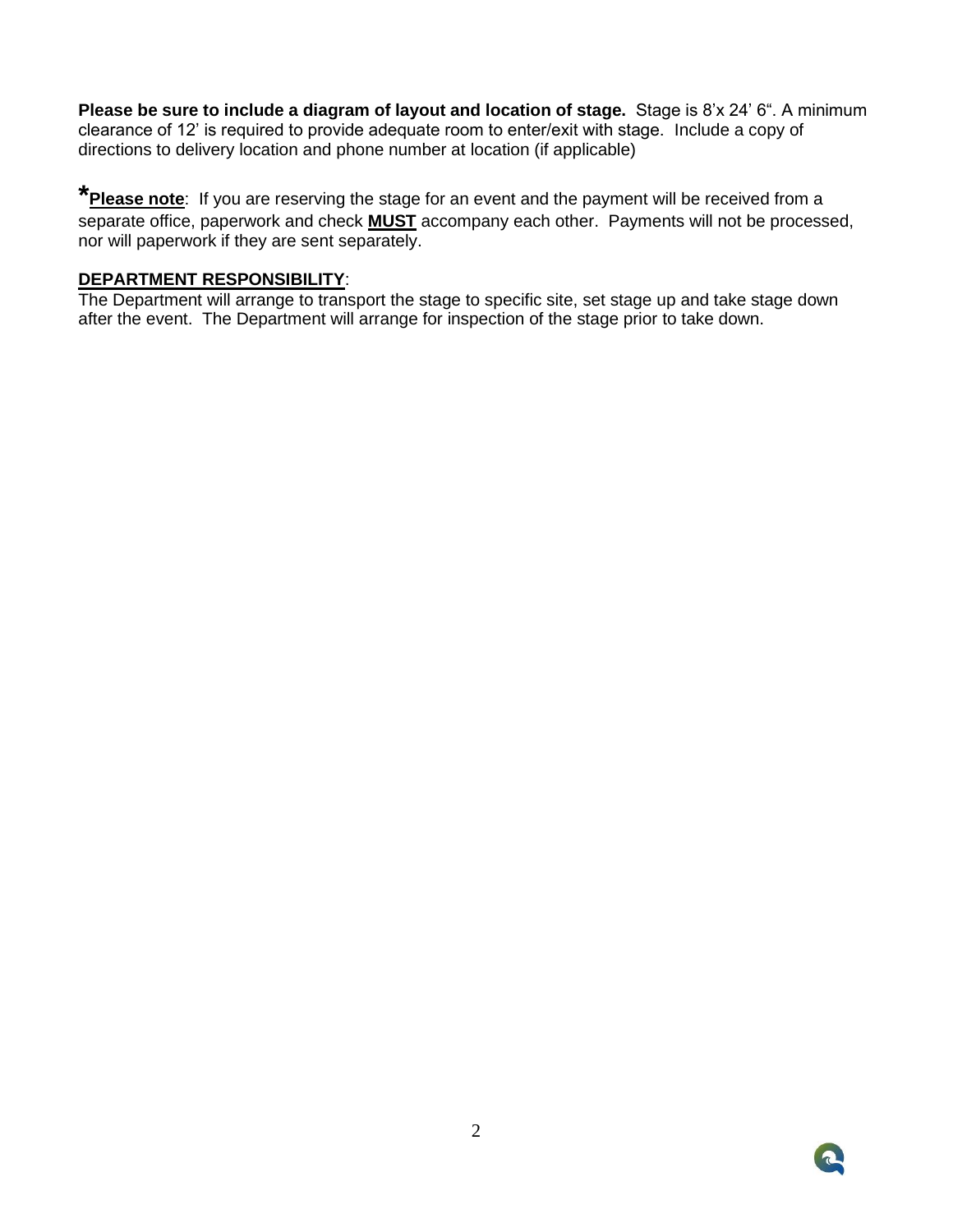**Please be sure to include a diagram of layout and location of stage.** Stage is 8'x 24' 6". A minimum clearance of 12' is required to provide adequate room to enter/exit with stage. Include a copy of directions to delivery location and phone number at location (if applicable)

***Please note**: If you are reserving the stage for an event and the payment will be received from a separate office, paperwork and check **MUST** accompany each other. Payments will not be processed, nor will paperwork if they are sent separately.

**DEPARTMENT RESPONSIBILITY**:

The Department will arrange to transport the stage to specific site, set stage up and take stage down after the event. The Department will arrange for inspection of the stage prior to take down.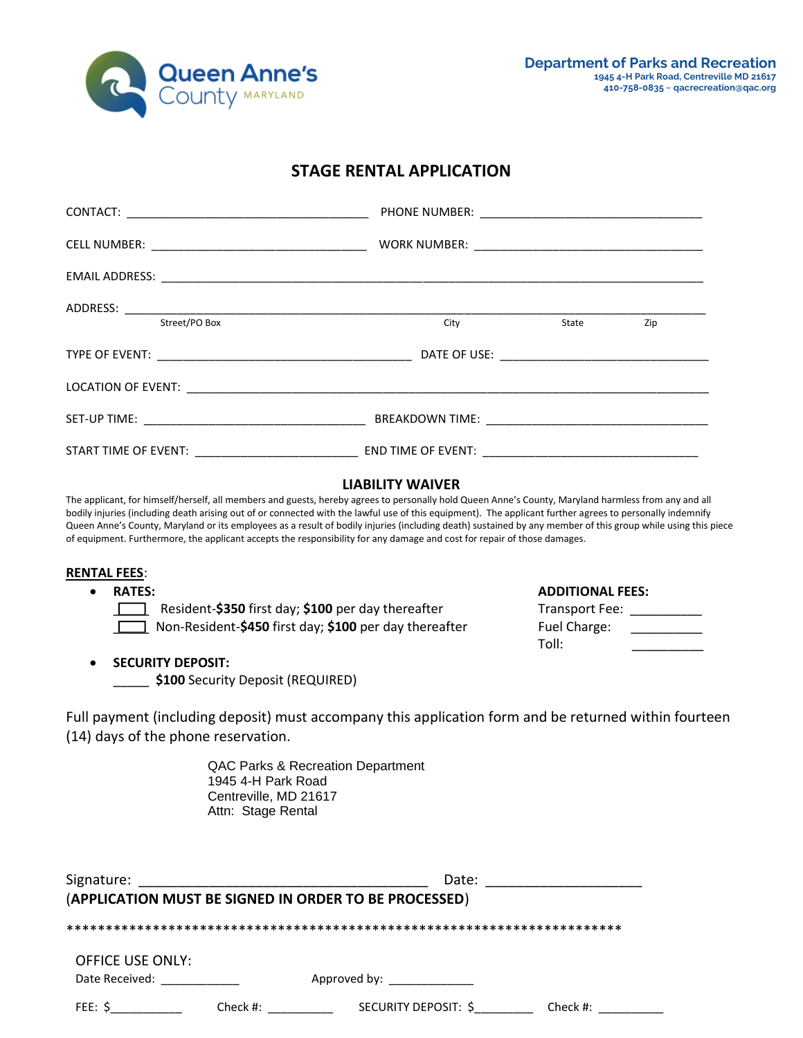Queen Anne's County MARYLAND

**Department of Parks and Recreation**
1945 4-H Park Road, Centreville MD 21617
410-758-0835 ~ qacrecreation@qac.org

# STAGE RENTAL APPLICATION

CONTACT: ___________________________________ PHONE NUMBER: _________________________________

CELL NUMBER: ________________________________ WORK NUMBER: __________________________________

EMAIL ADDRESS: ________________________________________________________________________________

ADDRESS: _____________________________________________________________________________________
Street/PO Box City State Zip

TYPE OF EVENT: _____________________________________ DATE OF USE: _______________________________

LOCATION OF EVENT: ___________________________________________________________________________

SET-UP TIME: _________________________________ BREAKDOWN TIME: _________________________________

START TIME OF EVENT: ________________________ END TIME OF EVENT: ________________________________

## LIABILITY WAIVER

The applicant, for himself/herself, all members and guests, hereby agrees to personally hold Queen Anne's County, Maryland harmless from any and all bodily injuries (including death arising out of or connected with the lawful use of this equipment). The applicant further agrees to personally indemnify Queen Anne's County, Maryland or its employees as a result of bodily injuries (including death) sustained by any member of this group while using this piece of equipment. Furthermore, the applicant accepts the responsibility for any damage and cost for repair of those damages.

**RENTAL FEES**:

- **RATES:**
  - ☐ Resident-**$350** first day; **$100** per day thereafter
  - ☐ Non-Resident-**$450** first day; **$100** per day thereafter

- **SECURITY DEPOSIT:**
  _____ **$100** Security Deposit (REQUIRED)

**ADDITIONAL FEES:**
Transport Fee: __________
Fuel Charge: __________
Toll: __________

Full payment (including deposit) must accompany this application form and be returned within fourteen (14) days of the phone reservation.

QAC Parks & Recreation Department
1945 4-H Park Road
Centreville, MD 21617
Attn: Stage Rental

Signature: ______________________________________ Date: ____________________
(**APPLICATION MUST BE SIGNED IN ORDER TO BE PROCESSED**)

**************************************************************************

OFFICE USE ONLY:

Date Received: ____________ Approved by: _____________

FEE: $___________ Check #: __________ SECURITY DEPOSIT: $_________ Check #: __________